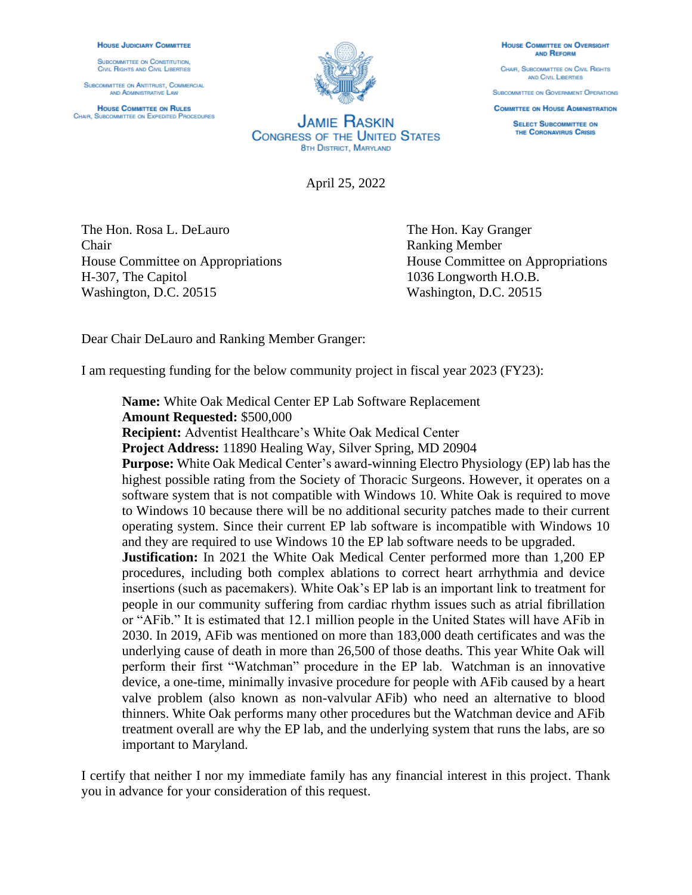**House Judiciary Committee**

Subcommittee on Constitution, Civil Rights and Civil Liberties

Subcommittee on Antitrust, Commercial and Administrative Law

**House Committee on Rules**
Chair, Subcommittee on Expedited Procedures

**Jamie Raskin**
**Congress of the United States**
8th District, Maryland

**House Committee on Oversight and Reform**

Chair, Subcommittee on Civil Rights and Civil Liberties

Subcommittee on Government Operations

**Committee on House Administration**

**Select Subcommittee on the Coronavirus Crisis**

April 25, 2022

The Hon. Rosa L. DeLauro
Chair
House Committee on Appropriations
H-307, The Capitol
Washington, D.C. 20515

The Hon. Kay Granger
Ranking Member
House Committee on Appropriations
1036 Longworth H.O.B.
Washington, D.C. 20515

Dear Chair DeLauro and Ranking Member Granger:

I am requesting funding for the below community project in fiscal year 2023 (FY23):

> **Name:** White Oak Medical Center EP Lab Software Replacement
> **Amount Requested:** $500,000
> **Recipient:** Adventist Healthcare's White Oak Medical Center
> **Project Address:** 11890 Healing Way, Silver Spring, MD 20904
> **Purpose:** White Oak Medical Center's award-winning Electro Physiology (EP) lab has the highest possible rating from the Society of Thoracic Surgeons. However, it operates on a software system that is not compatible with Windows 10. White Oak is required to move to Windows 10 because there will be no additional security patches made to their current operating system. Since their current EP lab software is incompatible with Windows 10 and they are required to use Windows 10 the EP lab software needs to be upgraded.
> **Justification:** In 2021 the White Oak Medical Center performed more than 1,200 EP procedures, including both complex ablations to correct heart arrhythmia and device insertions (such as pacemakers). White Oak's EP lab is an important link to treatment for people in our community suffering from cardiac rhythm issues such as atrial fibrillation or "AFib." It is estimated that 12.1 million people in the United States will have AFib in 2030. In 2019, AFib was mentioned on more than 183,000 death certificates and was the underlying cause of death in more than 26,500 of those deaths. This year White Oak will perform their first "Watchman" procedure in the EP lab. Watchman is an innovative device, a one-time, minimally invasive procedure for people with AFib caused by a heart valve problem (also known as non-valvular AFib) who need an alternative to blood thinners. White Oak performs many other procedures but the Watchman device and AFib treatment overall are why the EP lab, and the underlying system that runs the labs, are so important to Maryland.

I certify that neither I nor my immediate family has any financial interest in this project. Thank you in advance for your consideration of this request.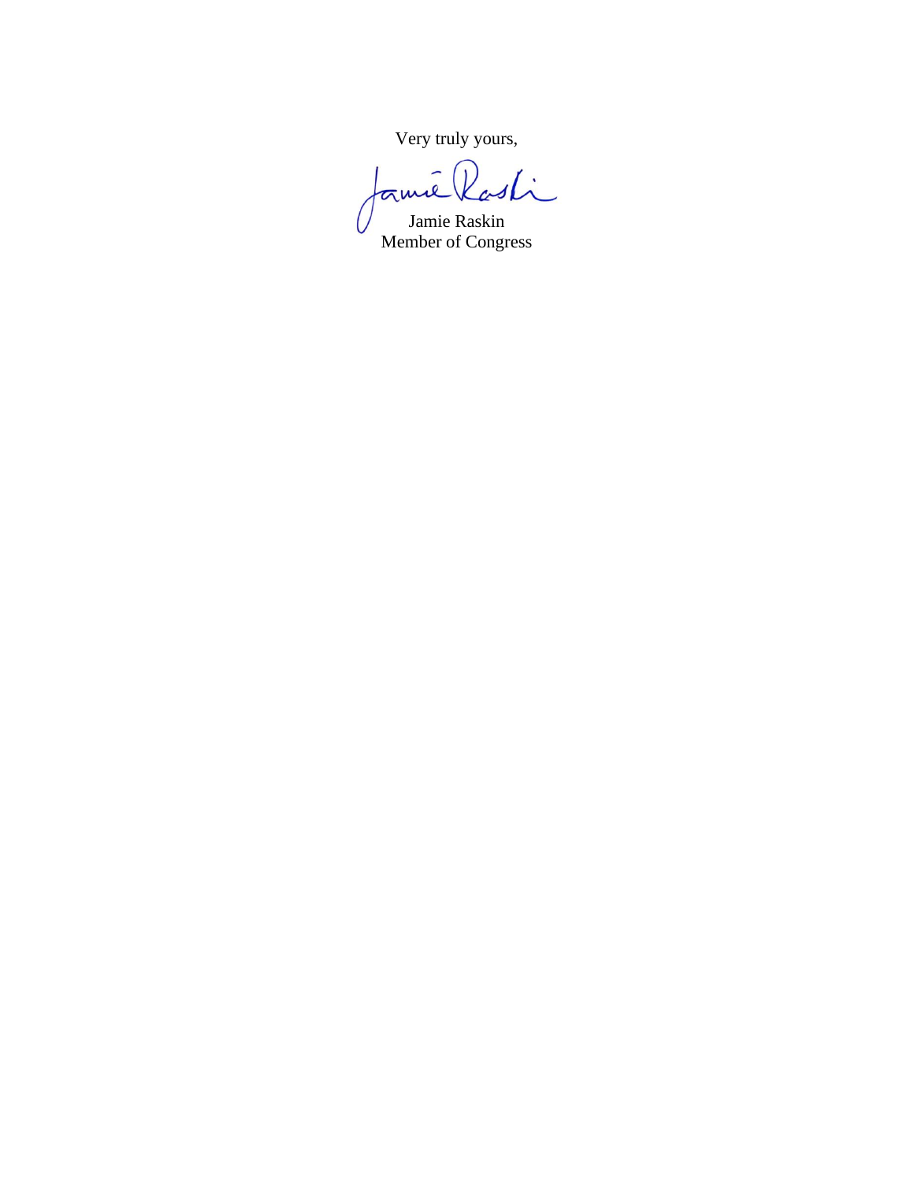Very truly yours,

Jamie Raskin
Member of Congress